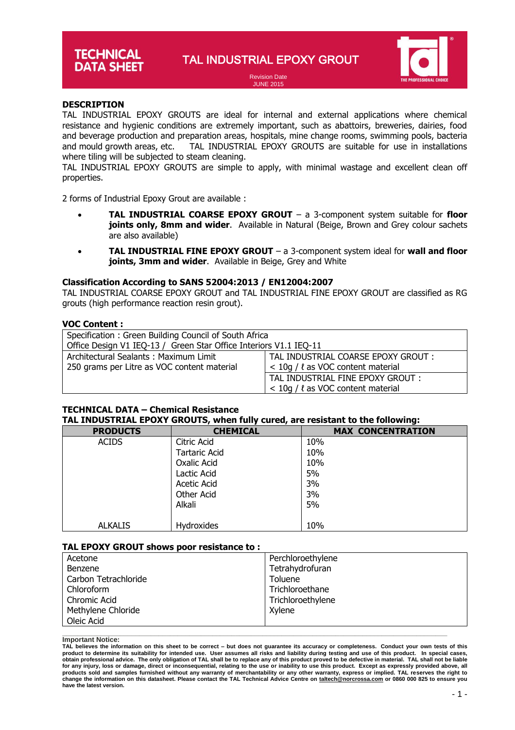# TECHNICAL DATA SHEET

# TAL INDUSTRIAL EPOXY GROUT

Revision Date
JUNE 2015

## DESCRIPTION

TAL INDUSTRIAL EPOXY GROUTS are ideal for internal and external applications where chemical resistance and hygienic conditions are extremely important, such as abattoirs, breweries, dairies, food and beverage production and preparation areas, hospitals, mine change rooms, swimming pools, bacteria and mould growth areas, etc. TAL INDUSTRIAL EPOXY GROUTS are suitable for use in installations where tiling will be subjected to steam cleaning.

TAL INDUSTRIAL EPOXY GROUTS are simple to apply, with minimal wastage and excellent clean off properties.

2 forms of Industrial Epoxy Grout are available :

- **TAL INDUSTRIAL COARSE EPOXY GROUT** – a 3-component system suitable for **floor joints only, 8mm and wider**. Available in Natural (Beige, Brown and Grey colour sachets are also available)
- **TAL INDUSTRIAL FINE EPOXY GROUT** – a 3-component system ideal for **wall and floor joints, 3mm and wider**. Available in Beige, Grey and White

## Classification According to SANS 52004:2013 / EN12004:2007

TAL INDUSTRIAL COARSE EPOXY GROUT and TAL INDUSTRIAL FINE EPOXY GROUT are classified as RG grouts (high performance reaction resin grout).

## VOC Content :

| Specification : Green Building Council of South Africa Office Design V1 IEQ-13 / Green Star Office Interiors V1.1 IEQ-11 | |
|---|---|
| Architectural Sealants : Maximum Limit 250 grams per Litre as VOC content material | TAL INDUSTRIAL COARSE EPOXY GROUT : < 10g / ℓ as VOC content material |
| | TAL INDUSTRIAL FINE EPOXY GROUT : < 10g / ℓ as VOC content material |

## TECHNICAL DATA – Chemical Resistance

**TAL INDUSTRIAL EPOXY GROUTS, when fully cured, are resistant to the following:**

| PRODUCTS | CHEMICAL | MAX CONCENTRATION |
|---|---|---|
| ACIDS | Citric Acid | 10% |
| | Tartaric Acid | 10% |
| | Oxalic Acid | 10% |
| | Lactic Acid | 5% |
| | Acetic Acid | 3% |
| | Other Acid | 3% |
| | Alkali | 5% |
| ALKALIS | Hydroxides | 10% |

## TAL EPOXY GROUT shows poor resistance to :

| | |
|---|---|
| Acetone | Perchloroethylene |
| Benzene | Tetrahydrofuran |
| Carbon Tetrachloride | Toluene |
| Chloroform | Trichloroethane |
| Chromic Acid | Trichloroethylene |
| Methylene Chloride | Xylene |
| Oleic Acid | |

**Important Notice:**
**TAL believes the information on this sheet to be correct – but does not guarantee its accuracy or completeness. Conduct your own tests of this product to determine its suitability for intended use. User assumes all risks and liability during testing and use of this product. In special cases, obtain professional advice. The only obligation of TAL shall be to replace any of this product proved to be defective in material. TAL shall not be liable for any injury, loss or damage, direct or inconsequential, relating to the use or inability to use this product. Except as expressly provided above, all products sold and samples furnished without any warranty of merchantability or any other warranty, express or implied. TAL reserves the right to change the information on this datasheet. Please contact the TAL Technical Advice Centre on taltech@norcrossa.com or 0860 000 825 to ensure you have the latest version.**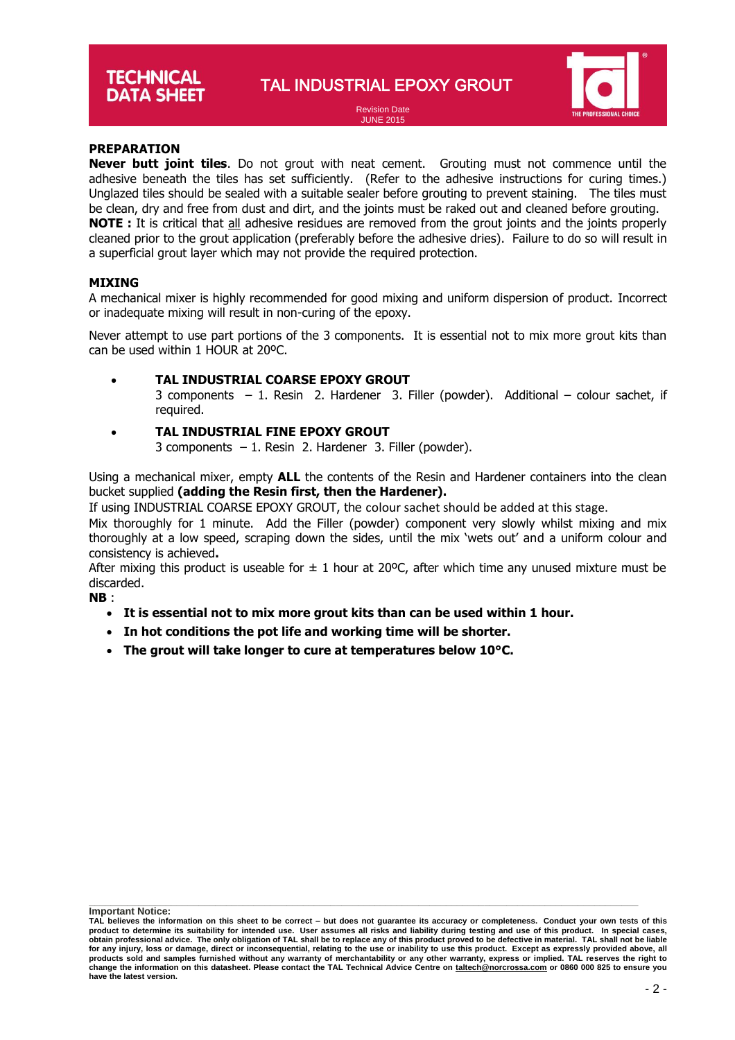## PREPARATION

**Never butt joint tiles**. Do not grout with neat cement. Grouting must not commence until the adhesive beneath the tiles has set sufficiently. (Refer to the adhesive instructions for curing times.) Unglazed tiles should be sealed with a suitable sealer before grouting to prevent staining. The tiles must be clean, dry and free from dust and dirt, and the joints must be raked out and cleaned before grouting.

**NOTE :** It is critical that all adhesive residues are removed from the grout joints and the joints properly cleaned prior to the grout application (preferably before the adhesive dries). Failure to do so will result in a superficial grout layer which may not provide the required protection.

## MIXING

A mechanical mixer is highly recommended for good mixing and uniform dispersion of product. Incorrect or inadequate mixing will result in non-curing of the epoxy.

Never attempt to use part portions of the 3 components. It is essential not to mix more grout kits than can be used within 1 HOUR at 20ºC.

- **TAL INDUSTRIAL COARSE EPOXY GROUT**
  3 components – 1. Resin 2. Hardener 3. Filler (powder). Additional – colour sachet, if required.
- **TAL INDUSTRIAL FINE EPOXY GROUT**
  3 components – 1. Resin 2. Hardener 3. Filler (powder).

Using a mechanical mixer, empty **ALL** the contents of the Resin and Hardener containers into the clean bucket supplied **(adding the Resin first, then the Hardener).**

If using INDUSTRIAL COARSE EPOXY GROUT, the colour sachet should be added at this stage.

Mix thoroughly for 1 minute. Add the Filler (powder) component very slowly whilst mixing and mix thoroughly at a low speed, scraping down the sides, until the mix 'wets out' and a uniform colour and consistency is achieved**.**

After mixing this product is useable for ± 1 hour at 20ºC, after which time any unused mixture must be discarded.

**NB** :

- **It is essential not to mix more grout kits than can be used within 1 hour.**
- **In hot conditions the pot life and working time will be shorter.**
- **The grout will take longer to cure at temperatures below 10°C.**

**Important Notice:**
**TAL believes the information on this sheet to be correct – but does not guarantee its accuracy or completeness. Conduct your own tests of this product to determine its suitability for intended use. User assumes all risks and liability during testing and use of this product. In special cases, obtain professional advice. The only obligation of TAL shall be to replace any of this product proved to be defective in material. TAL shall not be liable for any injury, loss or damage, direct or inconsequential, relating to the use or inability to use this product. Except as expressly provided above, all products sold and samples furnished without any warranty of merchantability or any other warranty, express or implied. TAL reserves the right to change the information on this datasheet. Please contact the TAL Technical Advice Centre on taltech@norcrossa.com or 0860 000 825 to ensure you have the latest version.**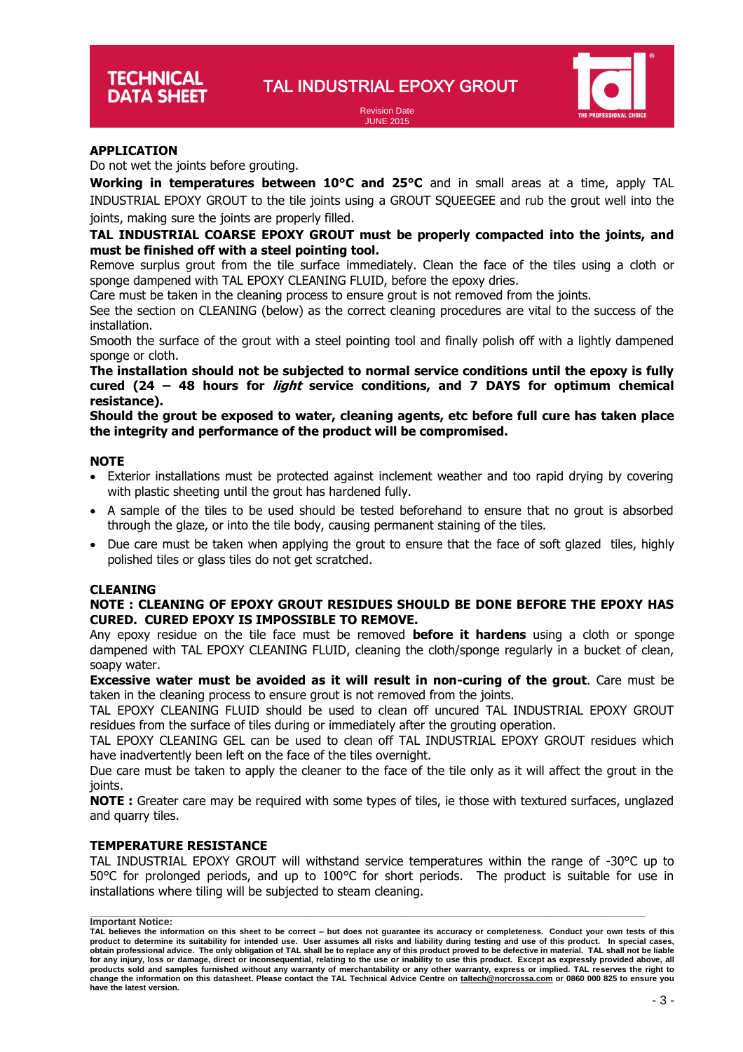## APPLICATION

Do not wet the joints before grouting.

**Working in temperatures between 10°C and 25°C** and in small areas at a time, apply TAL INDUSTRIAL EPOXY GROUT to the tile joints using a GROUT SQUEEGEE and rub the grout well into the joints, making sure the joints are properly filled.

**TAL INDUSTRIAL COARSE EPOXY GROUT must be properly compacted into the joints, and must be finished off with a steel pointing tool.**

Remove surplus grout from the tile surface immediately. Clean the face of the tiles using a cloth or sponge dampened with TAL EPOXY CLEANING FLUID, before the epoxy dries.

Care must be taken in the cleaning process to ensure grout is not removed from the joints.

See the section on CLEANING (below) as the correct cleaning procedures are vital to the success of the installation.

Smooth the surface of the grout with a steel pointing tool and finally polish off with a lightly dampened sponge or cloth.

**The installation should not be subjected to normal service conditions until the epoxy is fully cured (24 – 48 hours for *light* service conditions, and 7 DAYS for optimum chemical resistance).**

**Should the grout be exposed to water, cleaning agents, etc before full cure has taken place the integrity and performance of the product will be compromised.**

## NOTE

- Exterior installations must be protected against inclement weather and too rapid drying by covering with plastic sheeting until the grout has hardened fully.
- A sample of the tiles to be used should be tested beforehand to ensure that no grout is absorbed through the glaze, or into the tile body, causing permanent staining of the tiles.
- Due care must be taken when applying the grout to ensure that the face of soft glazed tiles, highly polished tiles or glass tiles do not get scratched.

## CLEANING

**NOTE : CLEANING OF EPOXY GROUT RESIDUES SHOULD BE DONE BEFORE THE EPOXY HAS CURED. CURED EPOXY IS IMPOSSIBLE TO REMOVE.**

Any epoxy residue on the tile face must be removed **before it hardens** using a cloth or sponge dampened with TAL EPOXY CLEANING FLUID, cleaning the cloth/sponge regularly in a bucket of clean, soapy water.

**Excessive water must be avoided as it will result in non-curing of the grout**. Care must be taken in the cleaning process to ensure grout is not removed from the joints.

TAL EPOXY CLEANING FLUID should be used to clean off uncured TAL INDUSTRIAL EPOXY GROUT residues from the surface of tiles during or immediately after the grouting operation.

TAL EPOXY CLEANING GEL can be used to clean off TAL INDUSTRIAL EPOXY GROUT residues which have inadvertently been left on the face of the tiles overnight.

Due care must be taken to apply the cleaner to the face of the tile only as it will affect the grout in the joints.

**NOTE :** Greater care may be required with some types of tiles, ie those with textured surfaces, unglazed and quarry tiles.

## TEMPERATURE RESISTANCE

TAL INDUSTRIAL EPOXY GROUT will withstand service temperatures within the range of -30°C up to 50°C for prolonged periods, and up to 100°C for short periods. The product is suitable for use in installations where tiling will be subjected to steam cleaning.

**Important Notice:**
**TAL believes the information on this sheet to be correct – but does not guarantee its accuracy or completeness. Conduct your own tests of this product to determine its suitability for intended use. User assumes all risks and liability during testing and use of this product. In special cases, obtain professional advice. The only obligation of TAL shall be to replace any of this product proved to be defective in material. TAL shall not be liable for any injury, loss or damage, direct or inconsequential, relating to the use or inability to use this product. Except as expressly provided above, all products sold and samples furnished without any warranty of merchantability or any other warranty, express or implied. TAL reserves the right to change the information on this datasheet. Please contact the TAL Technical Advice Centre on taltech@norcrossa.com or 0860 000 825 to ensure you have the latest version.**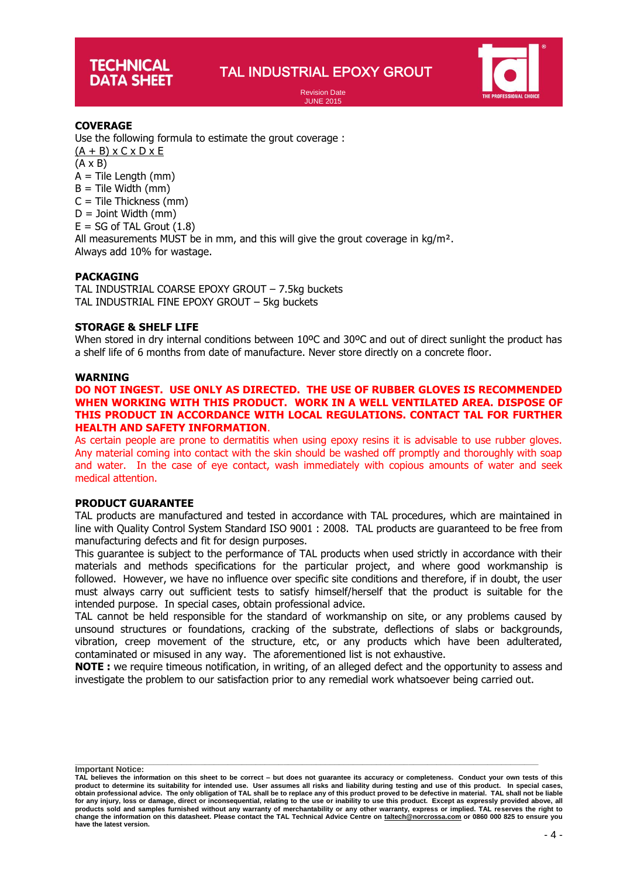## COVERAGE

Use the following formula to estimate the grout coverage :

$$\frac{(A + B) \times C \times D \times E}{(A \times B)}$$

A = Tile Length (mm)
B = Tile Width (mm)
C = Tile Thickness (mm)
D = Joint Width (mm)
E = SG of TAL Grout (1.8)

All measurements MUST be in mm, and this will give the grout coverage in kg/m².
Always add 10% for wastage.

## PACKAGING

TAL INDUSTRIAL COARSE EPOXY GROUT – 7.5kg buckets
TAL INDUSTRIAL FINE EPOXY GROUT – 5kg buckets

## STORAGE & SHELF LIFE

When stored in dry internal conditions between 10ºC and 30ºC and out of direct sunlight the product has a shelf life of 6 months from date of manufacture. Never store directly on a concrete floor.

## WARNING

**DO NOT INGEST. USE ONLY AS DIRECTED. THE USE OF RUBBER GLOVES IS RECOMMENDED WHEN WORKING WITH THIS PRODUCT. WORK IN A WELL VENTILATED AREA. DISPOSE OF THIS PRODUCT IN ACCORDANCE WITH LOCAL REGULATIONS. CONTACT TAL FOR FURTHER HEALTH AND SAFETY INFORMATION**.

As certain people are prone to dermatitis when using epoxy resins it is advisable to use rubber gloves. Any material coming into contact with the skin should be washed off promptly and thoroughly with soap and water. In the case of eye contact, wash immediately with copious amounts of water and seek medical attention.

## PRODUCT GUARANTEE

TAL products are manufactured and tested in accordance with TAL procedures, which are maintained in line with Quality Control System Standard ISO 9001 : 2008. TAL products are guaranteed to be free from manufacturing defects and fit for design purposes.

This guarantee is subject to the performance of TAL products when used strictly in accordance with their materials and methods specifications for the particular project, and where good workmanship is followed. However, we have no influence over specific site conditions and therefore, if in doubt, the user must always carry out sufficient tests to satisfy himself/herself that the product is suitable for the intended purpose. In special cases, obtain professional advice.

TAL cannot be held responsible for the standard of workmanship on site, or any problems caused by unsound structures or foundations, cracking of the substrate, deflections of slabs or backgrounds, vibration, creep movement of the structure, etc, or any products which have been adulterated, contaminated or misused in any way. The aforementioned list is not exhaustive.

**NOTE :** we require timeous notification, in writing, of an alleged defect and the opportunity to assess and investigate the problem to our satisfaction prior to any remedial work whatsoever being carried out.

**Important Notice:**

**TAL believes the information on this sheet to be correct – but does not guarantee its accuracy or completeness. Conduct your own tests of this product to determine its suitability for intended use. User assumes all risks and liability during testing and use of this product. In special cases, obtain professional advice. The only obligation of TAL shall be to replace any of this product proved to be defective in material. TAL shall not be liable for any injury, loss or damage, direct or inconsequential, relating to the use or inability to use this product. Except as expressly provided above, all products sold and samples furnished without any warranty of merchantability or any other warranty, express or implied. TAL reserves the right to change the information on this datasheet. Please contact the TAL Technical Advice Centre on taltech@norcrossa.com or 0860 000 825 to ensure you have the latest version.**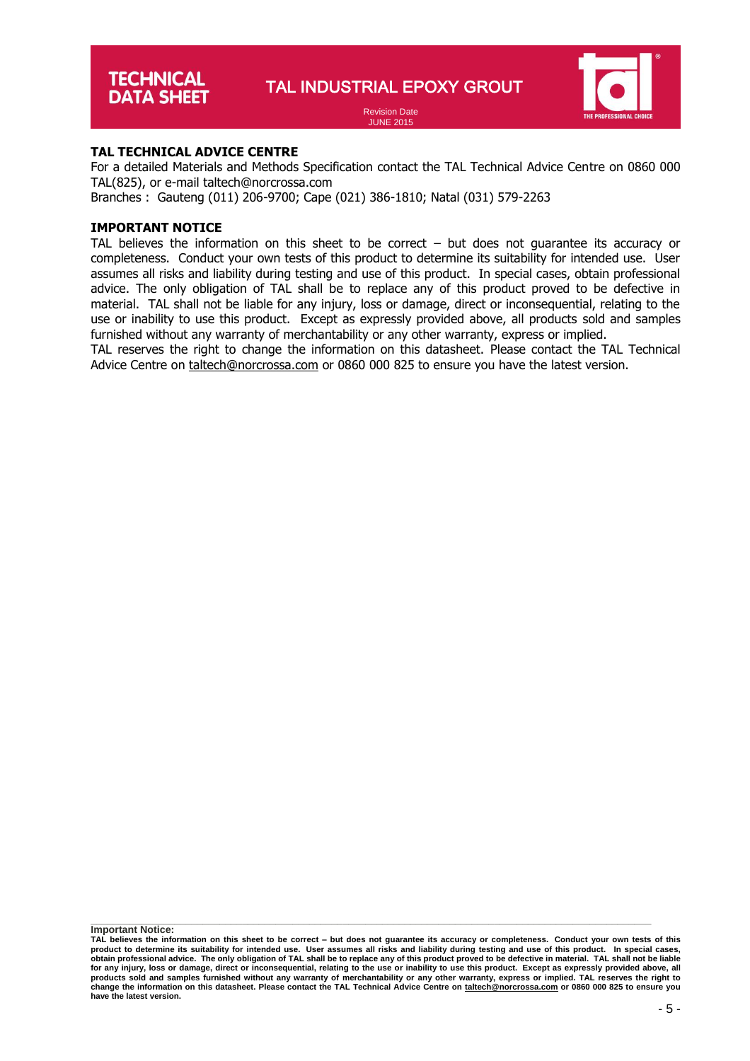## TAL TECHNICAL ADVICE CENTRE

For a detailed Materials and Methods Specification contact the TAL Technical Advice Centre on 0860 000 TAL(825), or e-mail taltech@norcrossa.com

Branches : Gauteng (011) 206-9700; Cape (021) 386-1810; Natal (031) 579-2263

## IMPORTANT NOTICE

TAL believes the information on this sheet to be correct – but does not guarantee its accuracy or completeness. Conduct your own tests of this product to determine its suitability for intended use. User assumes all risks and liability during testing and use of this product. In special cases, obtain professional advice. The only obligation of TAL shall be to replace any of this product proved to be defective in material. TAL shall not be liable for any injury, loss or damage, direct or inconsequential, relating to the use or inability to use this product. Except as expressly provided above, all products sold and samples furnished without any warranty of merchantability or any other warranty, express or implied.

TAL reserves the right to change the information on this datasheet. Please contact the TAL Technical Advice Centre on taltech@norcrossa.com or 0860 000 825 to ensure you have the latest version.